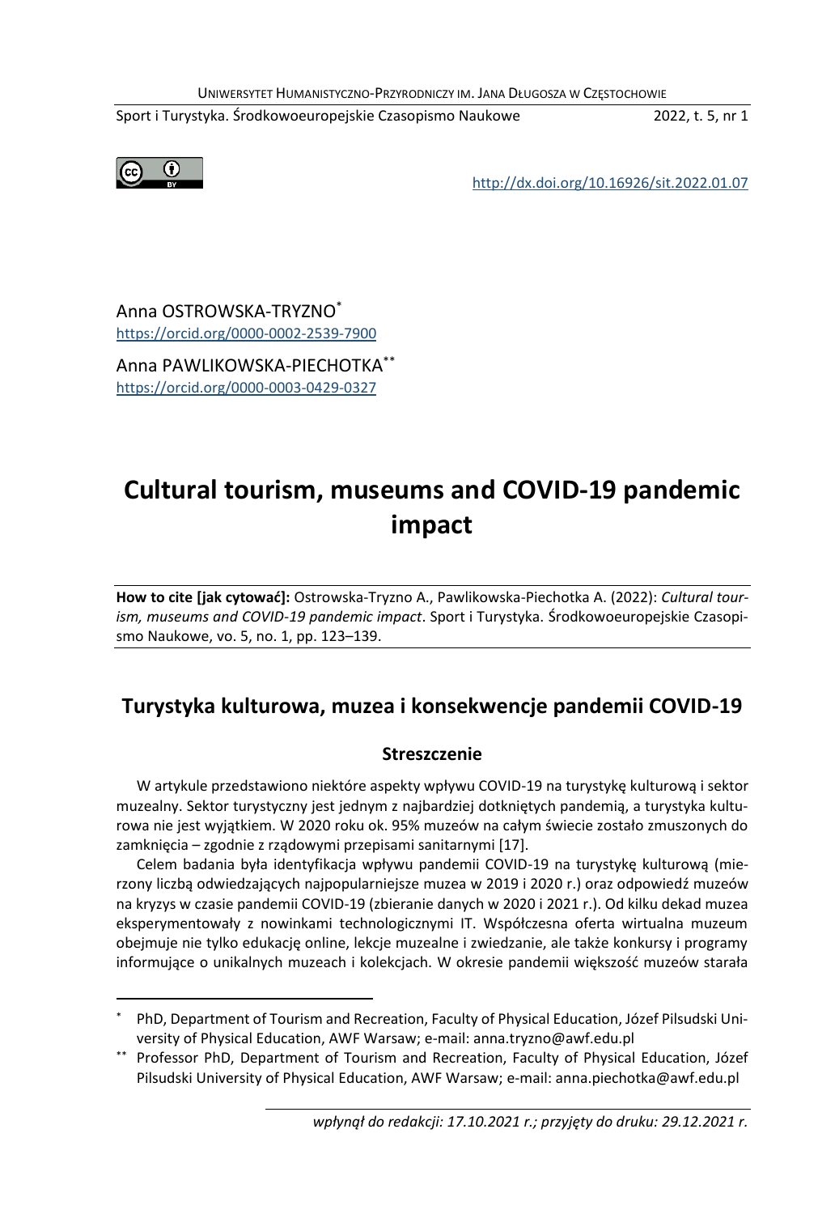Anna OSTROWSKA-TRYZNO[*]
https://orcid.org/0000-0002-2539-7900

Anna PAWLIKOWSKA-PIECHOTKA[**]
https://orcid.org/0000-0003-0429-0327

# Cultural tourism, museums and COVID-19 pandemic impact

**How to cite [jak cytować]:** Ostrowska-Tryzno A., Pawlikowska-Piechotka A. (2022): *Cultural tourism, museums and COVID-19 pandemic impact*. Sport i Turystyka. Środkowoeuropejskie Czasopismo Naukowe, vo. 5, no. 1, pp. 123–139.

## Turystyka kulturowa, muzea i konsekwencje pandemii COVID-19

### Streszczenie

W artykule przedstawiono niektóre aspekty wpływu COVID-19 na turystykę kulturową i sektor muzealny. Sektor turystyczny jest jednym z najbardziej dotkniętych pandemią, a turystyka kulturowa nie jest wyjątkiem. W 2020 roku ok. 95% muzeów na całym świecie zostało zmuszonych do zamknięcia – zgodnie z rządowymi przepisami sanitarnymi [17].

Celem badania była identyfikacja wpływu pandemii COVID-19 na turystykę kulturową (mierzony liczbą odwiedzających najpopularniejsze muzea w 2019 i 2020 r.) oraz odpowiedź muzeów na kryzys w czasie pandemii COVID-19 (zbieranie danych w 2020 i 2021 r.). Od kilku dekad muzea eksperymentowały z nowinkami technologicznymi IT. Współczesna oferta wirtualna muzeum obejmuje nie tylko edukację online, lekcje muzealne i zwiedzanie, ale także konkursy i programy informujące o unikalnych muzeach i kolekcjach. W okresie pandemii większość muzeów starała

[*] PhD, Department of Tourism and Recreation, Faculty of Physical Education, Józef Pilsudski University of Physical Education, AWF Warsaw; e-mail: anna.tryzno@awf.edu.pl

[**] Professor PhD, Department of Tourism and Recreation, Faculty of Physical Education, Józef Pilsudski University of Physical Education, AWF Warsaw; e-mail: anna.piechotka@awf.edu.pl

*wpłynął do redakcji: 17.10.2021 r.; przyjęty do druku: 29.12.2021 r.*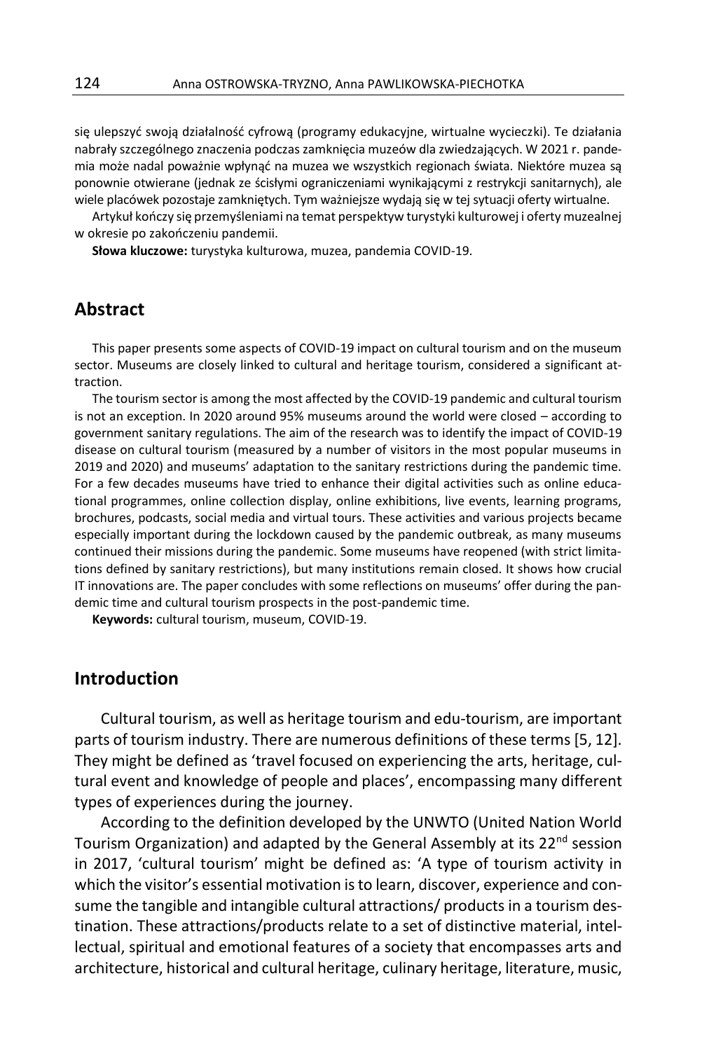się ulepszyć swoją działalność cyfrową (programy edukacyjne, wirtualne wycieczki). Te działania nabrały szczególnego znaczenia podczas zamknięcia muzeów dla zwiedzających. W 2021 r. pandemia może nadal poważnie wpłynąć na muzea we wszystkich regionach świata. Niektóre muzea są ponownie otwierane (jednak ze ścisłymi ograniczeniami wynikającymi z restrykcji sanitarnych), ale wiele placówek pozostaje zamkniętych. Tym ważniejsze wydają się w tej sytuacji oferty wirtualne.

Artykuł kończy się przemyśleniami na temat perspektyw turystyki kulturowej i oferty muzealnej w okresie po zakończeniu pandemii.

**Słowa kluczowe:** turystyka kulturowa, muzea, pandemia COVID-19.

## Abstract

This paper presents some aspects of COVID-19 impact on cultural tourism and on the museum sector. Museums are closely linked to cultural and heritage tourism, considered a significant attraction.

The tourism sector is among the most affected by the COVID-19 pandemic and cultural tourism is not an exception. In 2020 around 95% museums around the world were closed – according to government sanitary regulations. The aim of the research was to identify the impact of COVID-19 disease on cultural tourism (measured by a number of visitors in the most popular museums in 2019 and 2020) and museums' adaptation to the sanitary restrictions during the pandemic time. For a few decades museums have tried to enhance their digital activities such as online educational programmes, online collection display, online exhibitions, live events, learning programs, brochures, podcasts, social media and virtual tours. These activities and various projects became especially important during the lockdown caused by the pandemic outbreak, as many museums continued their missions during the pandemic. Some museums have reopened (with strict limitations defined by sanitary restrictions), but many institutions remain closed. It shows how crucial IT innovations are. The paper concludes with some reflections on museums' offer during the pandemic time and cultural tourism prospects in the post-pandemic time.

**Keywords:** cultural tourism, museum, COVID-19.

## Introduction

Cultural tourism, as well as heritage tourism and edu-tourism, are important parts of tourism industry. There are numerous definitions of these terms [5, 12]. They might be defined as 'travel focused on experiencing the arts, heritage, cultural event and knowledge of people and places', encompassing many different types of experiences during the journey.

According to the definition developed by the UNWTO (United Nation World Tourism Organization) and adapted by the General Assembly at its 22nd session in 2017, 'cultural tourism' might be defined as: 'A type of tourism activity in which the visitor's essential motivation is to learn, discover, experience and consume the tangible and intangible cultural attractions/ products in a tourism destination. These attractions/products relate to a set of distinctive material, intellectual, spiritual and emotional features of a society that encompasses arts and architecture, historical and cultural heritage, culinary heritage, literature, music,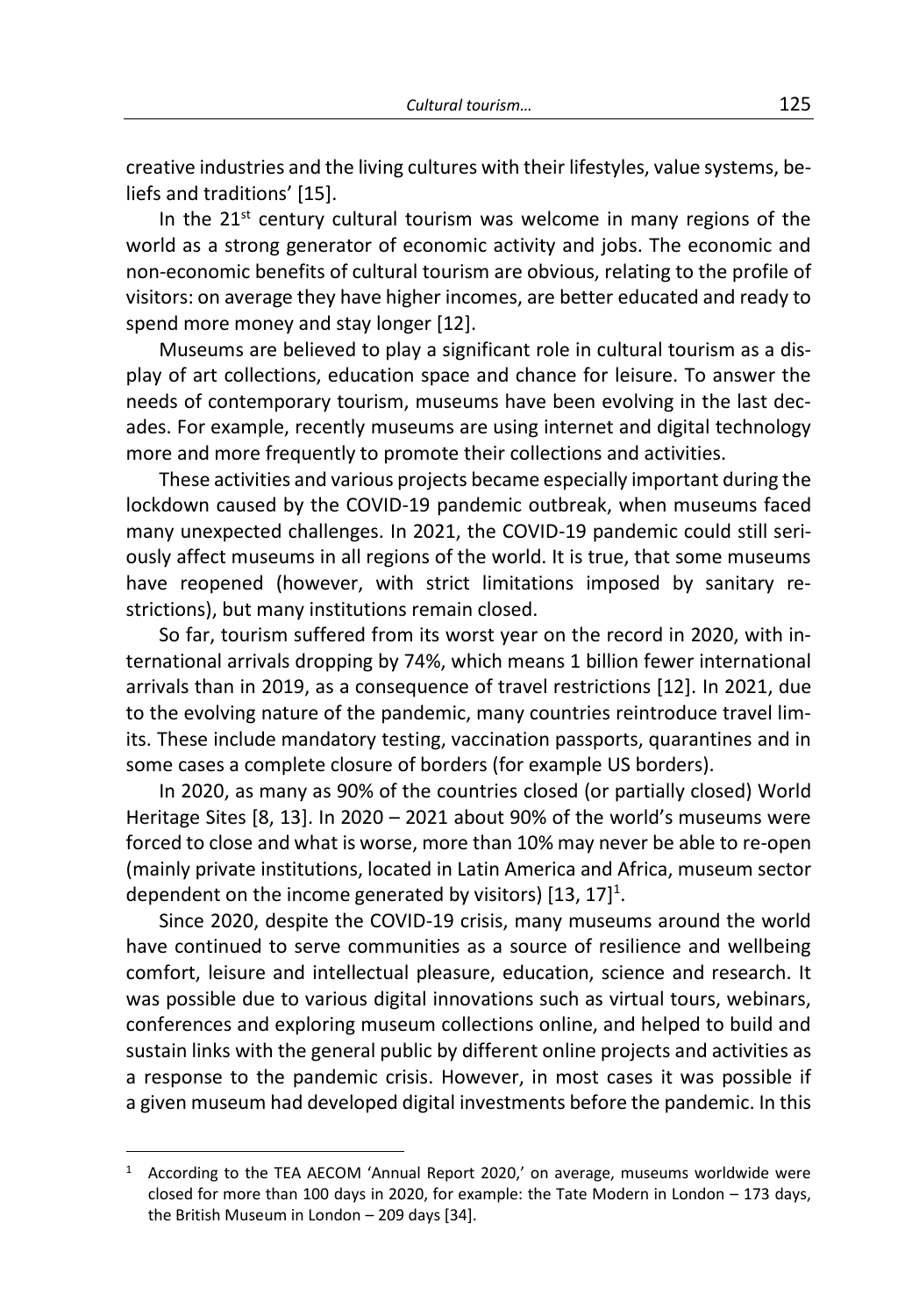creative industries and the living cultures with their lifestyles, value systems, beliefs and traditions' [15].

In the 21st century cultural tourism was welcome in many regions of the world as a strong generator of economic activity and jobs. The economic and non-economic benefits of cultural tourism are obvious, relating to the profile of visitors: on average they have higher incomes, are better educated and ready to spend more money and stay longer [12].

Museums are believed to play a significant role in cultural tourism as a display of art collections, education space and chance for leisure. To answer the needs of contemporary tourism, museums have been evolving in the last decades. For example, recently museums are using internet and digital technology more and more frequently to promote their collections and activities.

These activities and various projects became especially important during the lockdown caused by the COVID-19 pandemic outbreak, when museums faced many unexpected challenges. In 2021, the COVID-19 pandemic could still seriously affect museums in all regions of the world. It is true, that some museums have reopened (however, with strict limitations imposed by sanitary restrictions), but many institutions remain closed.

So far, tourism suffered from its worst year on the record in 2020, with international arrivals dropping by 74%, which means 1 billion fewer international arrivals than in 2019, as a consequence of travel restrictions [12]. In 2021, due to the evolving nature of the pandemic, many countries reintroduce travel limits. These include mandatory testing, vaccination passports, quarantines and in some cases a complete closure of borders (for example US borders).

In 2020, as many as 90% of the countries closed (or partially closed) World Heritage Sites [8, 13]. In 2020 – 2021 about 90% of the world's museums were forced to close and what is worse, more than 10% may never be able to re-open (mainly private institutions, located in Latin America and Africa, museum sector dependent on the income generated by visitors) [13, 17][1].

Since 2020, despite the COVID-19 crisis, many museums around the world have continued to serve communities as a source of resilience and wellbeing comfort, leisure and intellectual pleasure, education, science and research. It was possible due to various digital innovations such as virtual tours, webinars, conferences and exploring museum collections online, and helped to build and sustain links with the general public by different online projects and activities as a response to the pandemic crisis. However, in most cases it was possible if a given museum had developed digital investments before the pandemic. In this

---

[1] According to the TEA AECOM 'Annual Report 2020,' on average, museums worldwide were closed for more than 100 days in 2020, for example: the Tate Modern in London – 173 days, the British Museum in London – 209 days [34].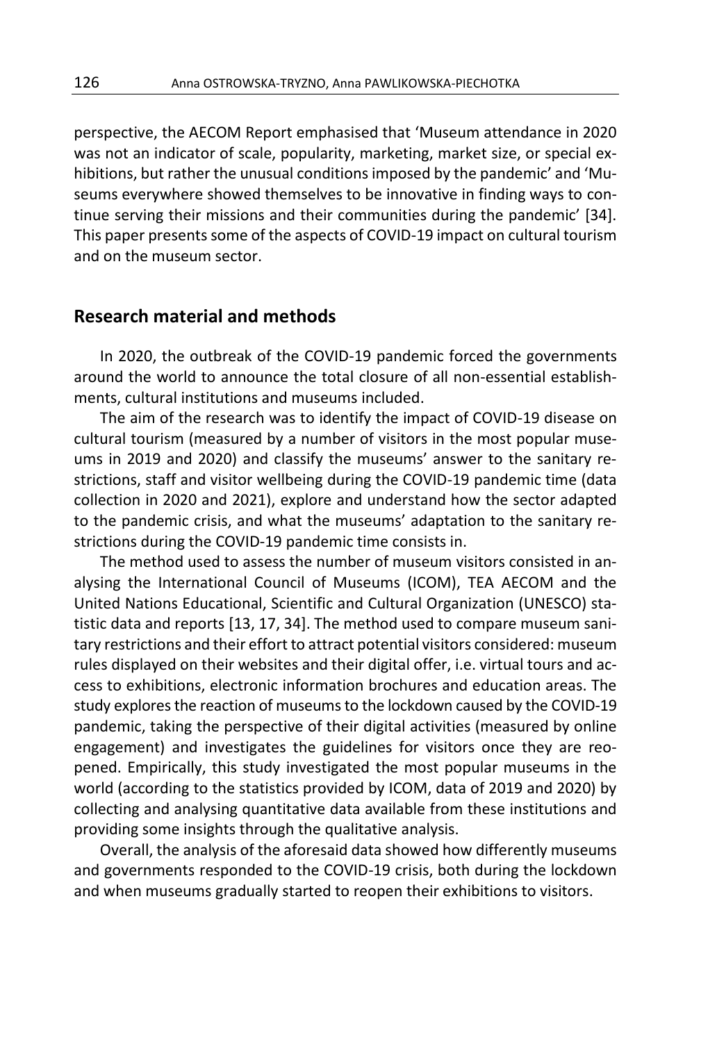perspective, the AECOM Report emphasised that 'Museum attendance in 2020 was not an indicator of scale, popularity, marketing, market size, or special exhibitions, but rather the unusual conditions imposed by the pandemic' and 'Museums everywhere showed themselves to be innovative in finding ways to continue serving their missions and their communities during the pandemic' [34]. This paper presents some of the aspects of COVID-19 impact on cultural tourism and on the museum sector.

## Research material and methods

In 2020, the outbreak of the COVID-19 pandemic forced the governments around the world to announce the total closure of all non-essential establishments, cultural institutions and museums included.

The aim of the research was to identify the impact of COVID-19 disease on cultural tourism (measured by a number of visitors in the most popular museums in 2019 and 2020) and classify the museums' answer to the sanitary restrictions, staff and visitor wellbeing during the COVID-19 pandemic time (data collection in 2020 and 2021), explore and understand how the sector adapted to the pandemic crisis, and what the museums' adaptation to the sanitary restrictions during the COVID-19 pandemic time consists in.

The method used to assess the number of museum visitors consisted in analysing the International Council of Museums (ICOM), TEA AECOM and the United Nations Educational, Scientific and Cultural Organization (UNESCO) statistic data and reports [13, 17, 34]. The method used to compare museum sanitary restrictions and their effort to attract potential visitors considered: museum rules displayed on their websites and their digital offer, i.e. virtual tours and access to exhibitions, electronic information brochures and education areas. The study explores the reaction of museums to the lockdown caused by the COVID-19 pandemic, taking the perspective of their digital activities (measured by online engagement) and investigates the guidelines for visitors once they are reopened. Empirically, this study investigated the most popular museums in the world (according to the statistics provided by ICOM, data of 2019 and 2020) by collecting and analysing quantitative data available from these institutions and providing some insights through the qualitative analysis.

Overall, the analysis of the aforesaid data showed how differently museums and governments responded to the COVID-19 crisis, both during the lockdown and when museums gradually started to reopen their exhibitions to visitors.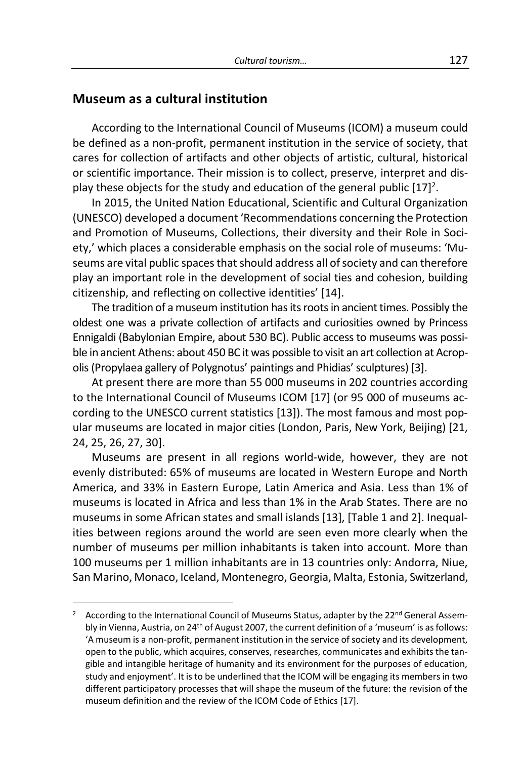## Museum as a cultural institution

According to the International Council of Museums (ICOM) a museum could be defined as a non-profit, permanent institution in the service of society, that cares for collection of artifacts and other objects of artistic, cultural, historical or scientific importance. Their mission is to collect, preserve, interpret and display these objects for the study and education of the general public [17][2].

In 2015, the United Nation Educational, Scientific and Cultural Organization (UNESCO) developed a document 'Recommendations concerning the Protection and Promotion of Museums, Collections, their diversity and their Role in Society,' which places a considerable emphasis on the social role of museums: 'Museums are vital public spaces that should address all of society and can therefore play an important role in the development of social ties and cohesion, building citizenship, and reflecting on collective identities' [14].

The tradition of a museum institution has its roots in ancient times. Possibly the oldest one was a private collection of artifacts and curiosities owned by Princess Ennigaldi (Babylonian Empire, about 530 BC). Public access to museums was possible in ancient Athens: about 450 BC it was possible to visit an art collection at Acropolis (Propylaea gallery of Polygnotus' paintings and Phidias' sculptures) [3].

At present there are more than 55 000 museums in 202 countries according to the International Council of Museums ICOM [17] (or 95 000 of museums according to the UNESCO current statistics [13]). The most famous and most popular museums are located in major cities (London, Paris, New York, Beijing) [21, 24, 25, 26, 27, 30].

Museums are present in all regions world-wide, however, they are not evenly distributed: 65% of museums are located in Western Europe and North America, and 33% in Eastern Europe, Latin America and Asia. Less than 1% of museums is located in Africa and less than 1% in the Arab States. There are no museums in some African states and small islands [13], [Table 1 and 2]. Inequalities between regions around the world are seen even more clearly when the number of museums per million inhabitants is taken into account. More than 100 museums per 1 million inhabitants are in 13 countries only: Andorra, Niue, San Marino, Monaco, Iceland, Montenegro, Georgia, Malta, Estonia, Switzerland,

---

[2] According to the International Council of Museums Status, adapter by the 22nd General Assembly in Vienna, Austria, on 24th of August 2007, the current definition of a 'museum' is as follows: 'A museum is a non-profit, permanent institution in the service of society and its development, open to the public, which acquires, conserves, researches, communicates and exhibits the tangible and intangible heritage of humanity and its environment for the purposes of education, study and enjoyment'. It is to be underlined that the ICOM will be engaging its members in two different participatory processes that will shape the museum of the future: the revision of the museum definition and the review of the ICOM Code of Ethics [17].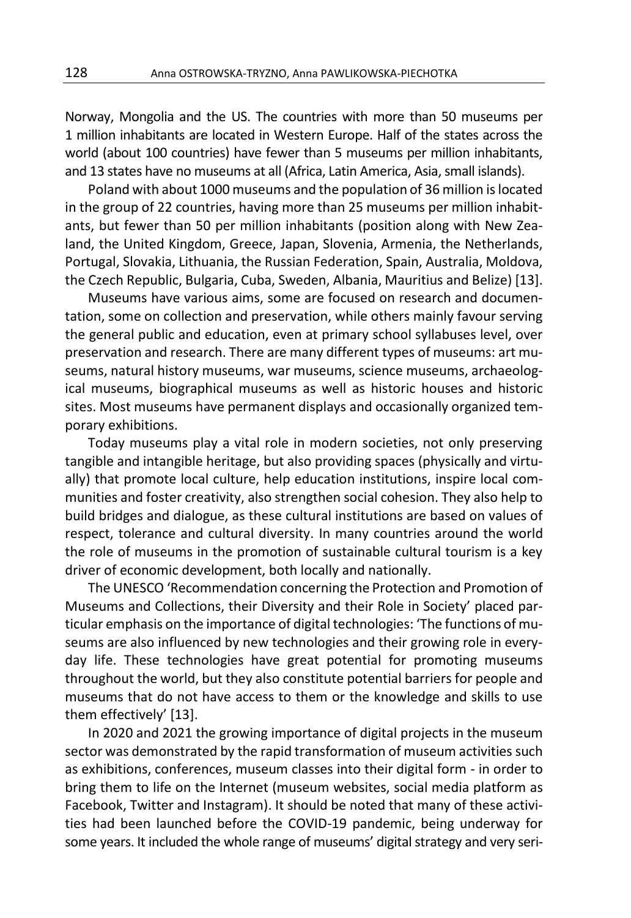Norway, Mongolia and the US. The countries with more than 50 museums per 1 million inhabitants are located in Western Europe. Half of the states across the world (about 100 countries) have fewer than 5 museums per million inhabitants, and 13 states have no museums at all (Africa, Latin America, Asia, small islands).

Poland with about 1000 museums and the population of 36 million is located in the group of 22 countries, having more than 25 museums per million inhabitants, but fewer than 50 per million inhabitants (position along with New Zealand, the United Kingdom, Greece, Japan, Slovenia, Armenia, the Netherlands, Portugal, Slovakia, Lithuania, the Russian Federation, Spain, Australia, Moldova, the Czech Republic, Bulgaria, Cuba, Sweden, Albania, Mauritius and Belize) [13].

Museums have various aims, some are focused on research and documentation, some on collection and preservation, while others mainly favour serving the general public and education, even at primary school syllabuses level, over preservation and research. There are many different types of museums: art museums, natural history museums, war museums, science museums, archaeological museums, biographical museums as well as historic houses and historic sites. Most museums have permanent displays and occasionally organized temporary exhibitions.

Today museums play a vital role in modern societies, not only preserving tangible and intangible heritage, but also providing spaces (physically and virtually) that promote local culture, help education institutions, inspire local communities and foster creativity, also strengthen social cohesion. They also help to build bridges and dialogue, as these cultural institutions are based on values of respect, tolerance and cultural diversity. In many countries around the world the role of museums in the promotion of sustainable cultural tourism is a key driver of economic development, both locally and nationally.

The UNESCO 'Recommendation concerning the Protection and Promotion of Museums and Collections, their Diversity and their Role in Society' placed particular emphasis on the importance of digital technologies: 'The functions of museums are also influenced by new technologies and their growing role in everyday life. These technologies have great potential for promoting museums throughout the world, but they also constitute potential barriers for people and museums that do not have access to them or the knowledge and skills to use them effectively' [13].

In 2020 and 2021 the growing importance of digital projects in the museum sector was demonstrated by the rapid transformation of museum activities such as exhibitions, conferences, museum classes into their digital form - in order to bring them to life on the Internet (museum websites, social media platform as Facebook, Twitter and Instagram). It should be noted that many of these activities had been launched before the COVID-19 pandemic, being underway for some years. It included the whole range of museums' digital strategy and very seri-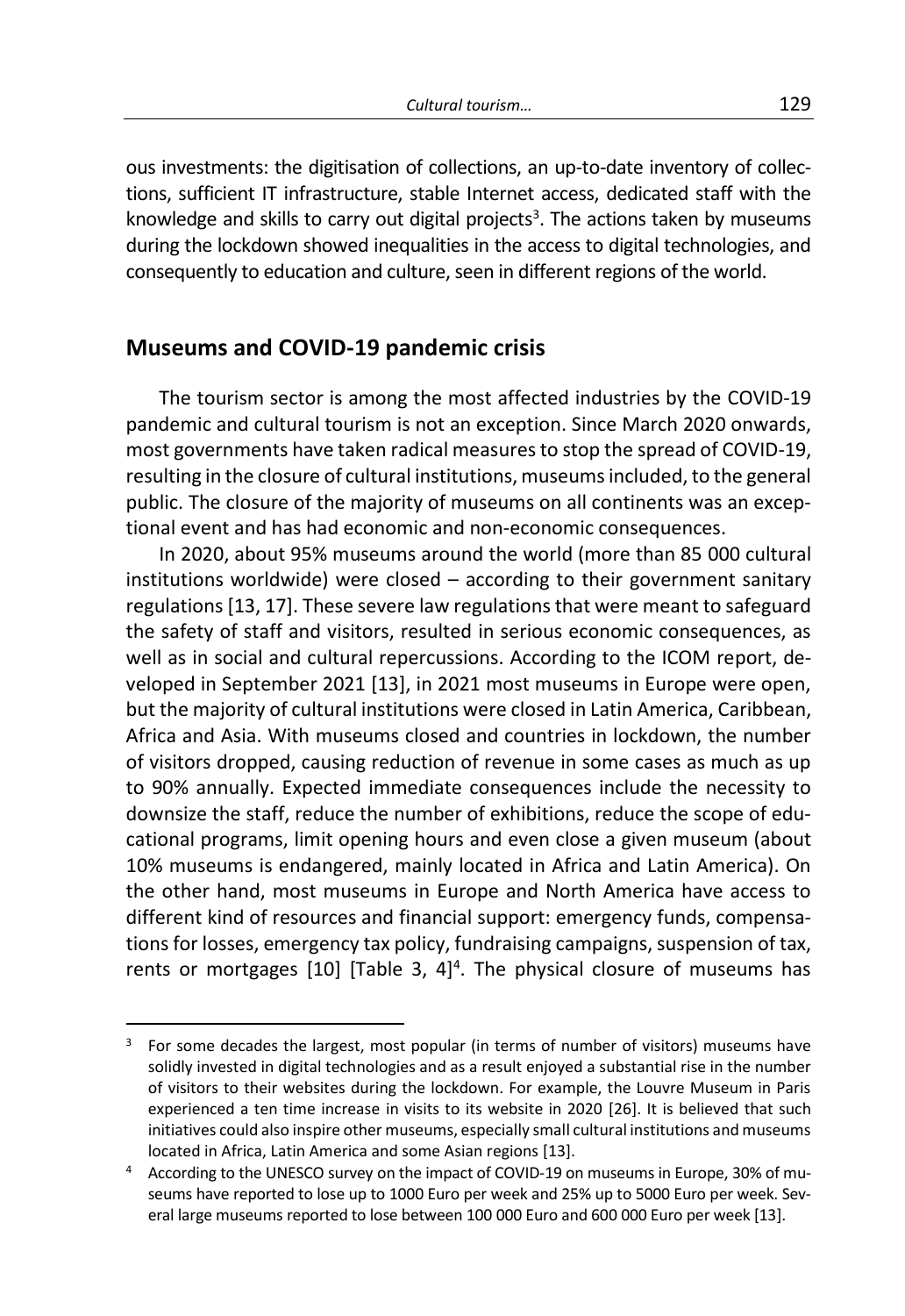ous investments: the digitisation of collections, an up-to-date inventory of collections, sufficient IT infrastructure, stable Internet access, dedicated staff with the knowledge and skills to carry out digital projects[3]. The actions taken by museums during the lockdown showed inequalities in the access to digital technologies, and consequently to education and culture, seen in different regions of the world.

## Museums and COVID-19 pandemic crisis

The tourism sector is among the most affected industries by the COVID-19 pandemic and cultural tourism is not an exception. Since March 2020 onwards, most governments have taken radical measures to stop the spread of COVID-19, resulting in the closure of cultural institutions, museums included, to the general public. The closure of the majority of museums on all continents was an exceptional event and has had economic and non-economic consequences.

In 2020, about 95% museums around the world (more than 85 000 cultural institutions worldwide) were closed – according to their government sanitary regulations [13, 17]. These severe law regulations that were meant to safeguard the safety of staff and visitors, resulted in serious economic consequences, as well as in social and cultural repercussions. According to the ICOM report, developed in September 2021 [13], in 2021 most museums in Europe were open, but the majority of cultural institutions were closed in Latin America, Caribbean, Africa and Asia. With museums closed and countries in lockdown, the number of visitors dropped, causing reduction of revenue in some cases as much as up to 90% annually. Expected immediate consequences include the necessity to downsize the staff, reduce the number of exhibitions, reduce the scope of educational programs, limit opening hours and even close a given museum (about 10% museums is endangered, mainly located in Africa and Latin America). On the other hand, most museums in Europe and North America have access to different kind of resources and financial support: emergency funds, compensations for losses, emergency tax policy, fundraising campaigns, suspension of tax, rents or mortgages [10] [Table 3, 4][4]. The physical closure of museums has

[3] For some decades the largest, most popular (in terms of number of visitors) museums have solidly invested in digital technologies and as a result enjoyed a substantial rise in the number of visitors to their websites during the lockdown. For example, the Louvre Museum in Paris experienced a ten time increase in visits to its website in 2020 [26]. It is believed that such initiatives could also inspire other museums, especially small cultural institutions and museums located in Africa, Latin America and some Asian regions [13].

[4] According to the UNESCO survey on the impact of COVID-19 on museums in Europe, 30% of museums have reported to lose up to 1000 Euro per week and 25% up to 5000 Euro per week. Several large museums reported to lose between 100 000 Euro and 600 000 Euro per week [13].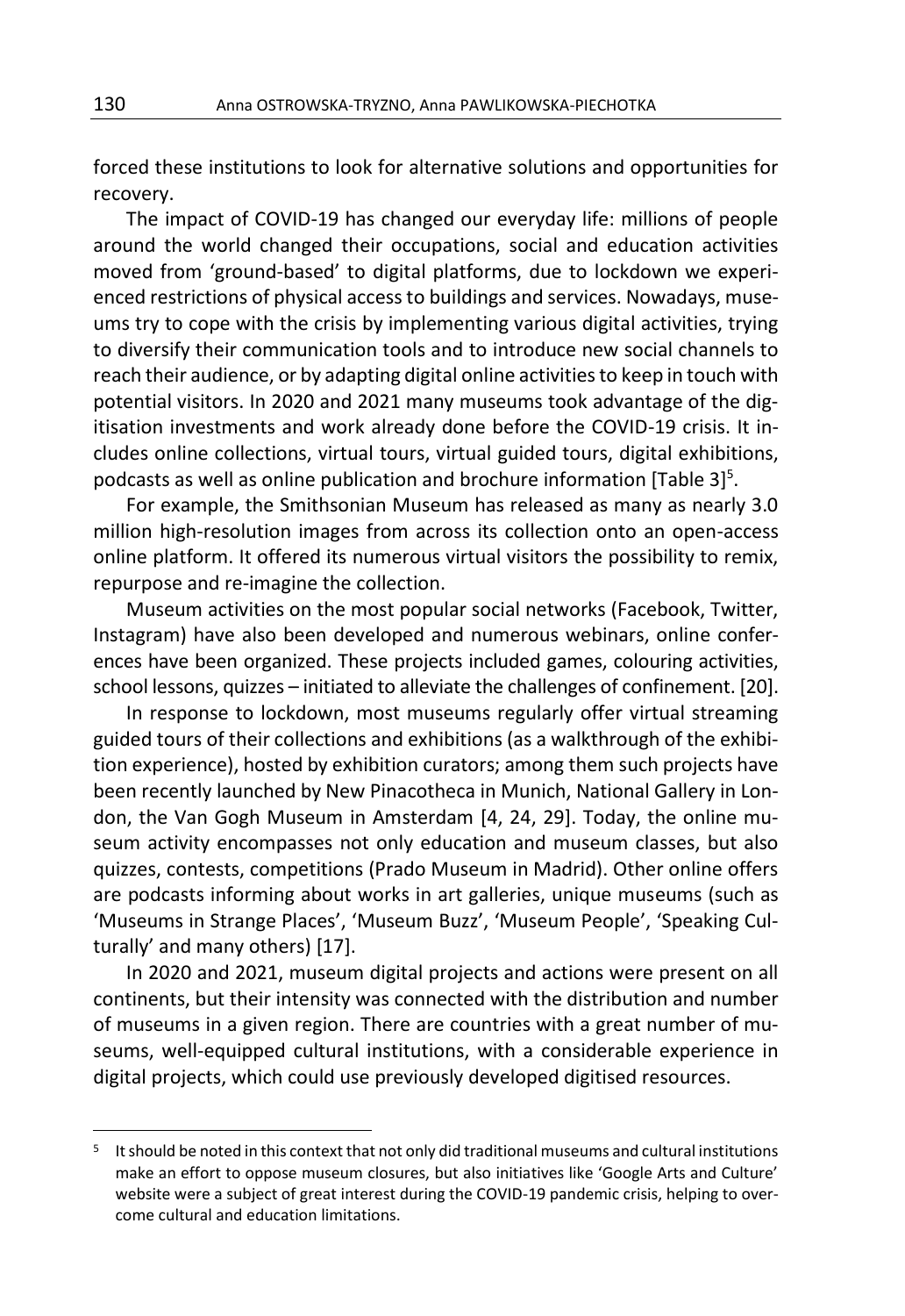forced these institutions to look for alternative solutions and opportunities for recovery.

The impact of COVID-19 has changed our everyday life: millions of people around the world changed their occupations, social and education activities moved from 'ground-based' to digital platforms, due to lockdown we experienced restrictions of physical access to buildings and services. Nowadays, museums try to cope with the crisis by implementing various digital activities, trying to diversify their communication tools and to introduce new social channels to reach their audience, or by adapting digital online activities to keep in touch with potential visitors. In 2020 and 2021 many museums took advantage of the digitisation investments and work already done before the COVID-19 crisis. It includes online collections, virtual tours, virtual guided tours, digital exhibitions, podcasts as well as online publication and brochure information [Table 3][5].

For example, the Smithsonian Museum has released as many as nearly 3.0 million high-resolution images from across its collection onto an open-access online platform. It offered its numerous virtual visitors the possibility to remix, repurpose and re-imagine the collection.

Museum activities on the most popular social networks (Facebook, Twitter, Instagram) have also been developed and numerous webinars, online conferences have been organized. These projects included games, colouring activities, school lessons, quizzes – initiated to alleviate the challenges of confinement. [20].

In response to lockdown, most museums regularly offer virtual streaming guided tours of their collections and exhibitions (as a walkthrough of the exhibition experience), hosted by exhibition curators; among them such projects have been recently launched by New Pinacotheca in Munich, National Gallery in London, the Van Gogh Museum in Amsterdam [4, 24, 29]. Today, the online museum activity encompasses not only education and museum classes, but also quizzes, contests, competitions (Prado Museum in Madrid). Other online offers are podcasts informing about works in art galleries, unique museums (such as 'Museums in Strange Places', 'Museum Buzz', 'Museum People', 'Speaking Culturally' and many others) [17].

In 2020 and 2021, museum digital projects and actions were present on all continents, but their intensity was connected with the distribution and number of museums in a given region. There are countries with a great number of museums, well-equipped cultural institutions, with a considerable experience in digital projects, which could use previously developed digitised resources.

---

[5] It should be noted in this context that not only did traditional museums and cultural institutions make an effort to oppose museum closures, but also initiatives like 'Google Arts and Culture' website were a subject of great interest during the COVID-19 pandemic crisis, helping to overcome cultural and education limitations.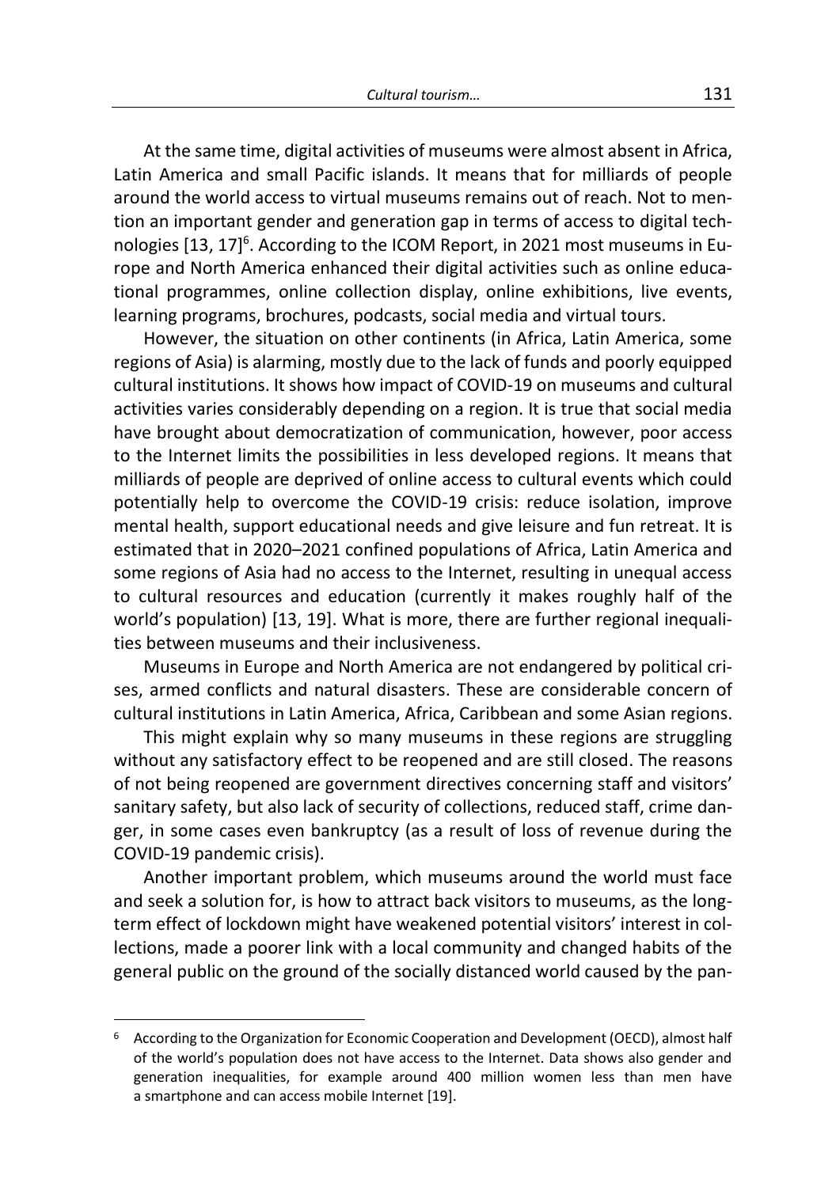At the same time, digital activities of museums were almost absent in Africa, Latin America and small Pacific islands. It means that for milliards of people around the world access to virtual museums remains out of reach. Not to mention an important gender and generation gap in terms of access to digital technologies [13, 17][6]. According to the ICOM Report, in 2021 most museums in Europe and North America enhanced their digital activities such as online educational programmes, online collection display, online exhibitions, live events, learning programs, brochures, podcasts, social media and virtual tours.

However, the situation on other continents (in Africa, Latin America, some regions of Asia) is alarming, mostly due to the lack of funds and poorly equipped cultural institutions. It shows how impact of COVID-19 on museums and cultural activities varies considerably depending on a region. It is true that social media have brought about democratization of communication, however, poor access to the Internet limits the possibilities in less developed regions. It means that milliards of people are deprived of online access to cultural events which could potentially help to overcome the COVID-19 crisis: reduce isolation, improve mental health, support educational needs and give leisure and fun retreat. It is estimated that in 2020–2021 confined populations of Africa, Latin America and some regions of Asia had no access to the Internet, resulting in unequal access to cultural resources and education (currently it makes roughly half of the world's population) [13, 19]. What is more, there are further regional inequalities between museums and their inclusiveness.

Museums in Europe and North America are not endangered by political crises, armed conflicts and natural disasters. These are considerable concern of cultural institutions in Latin America, Africa, Caribbean and some Asian regions.

This might explain why so many museums in these regions are struggling without any satisfactory effect to be reopened and are still closed. The reasons of not being reopened are government directives concerning staff and visitors' sanitary safety, but also lack of security of collections, reduced staff, crime danger, in some cases even bankruptcy (as a result of loss of revenue during the COVID-19 pandemic crisis).

Another important problem, which museums around the world must face and seek a solution for, is how to attract back visitors to museums, as the long-term effect of lockdown might have weakened potential visitors' interest in collections, made a poorer link with a local community and changed habits of the general public on the ground of the socially distanced world caused by the pan-

[6] According to the Organization for Economic Cooperation and Development (OECD), almost half of the world's population does not have access to the Internet. Data shows also gender and generation inequalities, for example around 400 million women less than men have a smartphone and can access mobile Internet [19].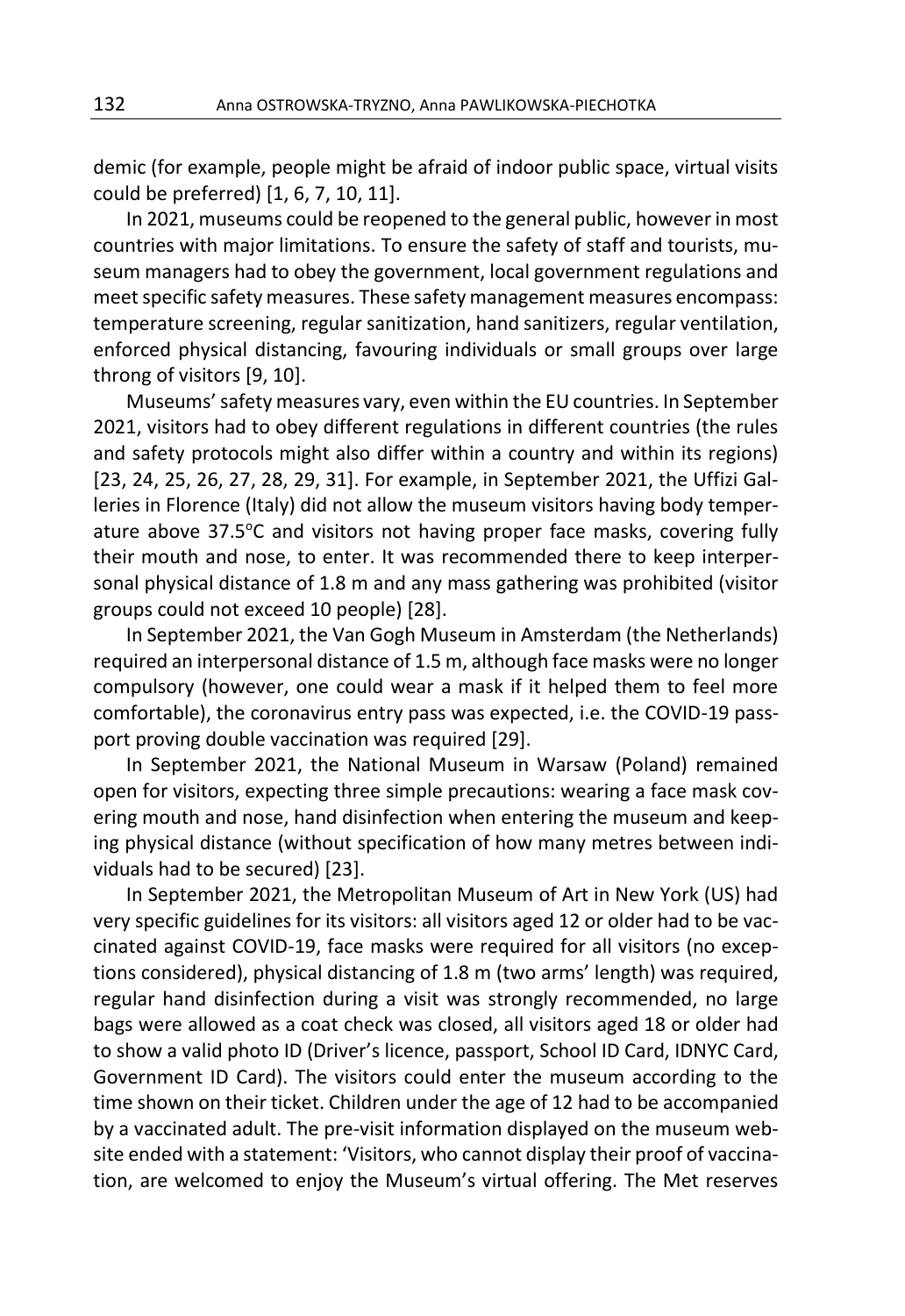demic (for example, people might be afraid of indoor public space, virtual visits could be preferred) [1, 6, 7, 10, 11].

In 2021, museums could be reopened to the general public, however in most countries with major limitations. To ensure the safety of staff and tourists, museum managers had to obey the government, local government regulations and meet specific safety measures. These safety management measures encompass: temperature screening, regular sanitization, hand sanitizers, regular ventilation, enforced physical distancing, favouring individuals or small groups over large throng of visitors [9, 10].

Museums' safety measures vary, even within the EU countries. In September 2021, visitors had to obey different regulations in different countries (the rules and safety protocols might also differ within a country and within its regions) [23, 24, 25, 26, 27, 28, 29, 31]. For example, in September 2021, the Uffizi Galleries in Florence (Italy) did not allow the museum visitors having body temperature above 37.5°C and visitors not having proper face masks, covering fully their mouth and nose, to enter. It was recommended there to keep interpersonal physical distance of 1.8 m and any mass gathering was prohibited (visitor groups could not exceed 10 people) [28].

In September 2021, the Van Gogh Museum in Amsterdam (the Netherlands) required an interpersonal distance of 1.5 m, although face masks were no longer compulsory (however, one could wear a mask if it helped them to feel more comfortable), the coronavirus entry pass was expected, i.e. the COVID-19 passport proving double vaccination was required [29].

In September 2021, the National Museum in Warsaw (Poland) remained open for visitors, expecting three simple precautions: wearing a face mask covering mouth and nose, hand disinfection when entering the museum and keeping physical distance (without specification of how many metres between individuals had to be secured) [23].

In September 2021, the Metropolitan Museum of Art in New York (US) had very specific guidelines for its visitors: all visitors aged 12 or older had to be vaccinated against COVID-19, face masks were required for all visitors (no exceptions considered), physical distancing of 1.8 m (two arms' length) was required, regular hand disinfection during a visit was strongly recommended, no large bags were allowed as a coat check was closed, all visitors aged 18 or older had to show a valid photo ID (Driver's licence, passport, School ID Card, IDNYC Card, Government ID Card). The visitors could enter the museum according to the time shown on their ticket. Children under the age of 12 had to be accompanied by a vaccinated adult. The pre-visit information displayed on the museum website ended with a statement: 'Visitors, who cannot display their proof of vaccination, are welcomed to enjoy the Museum's virtual offering. The Met reserves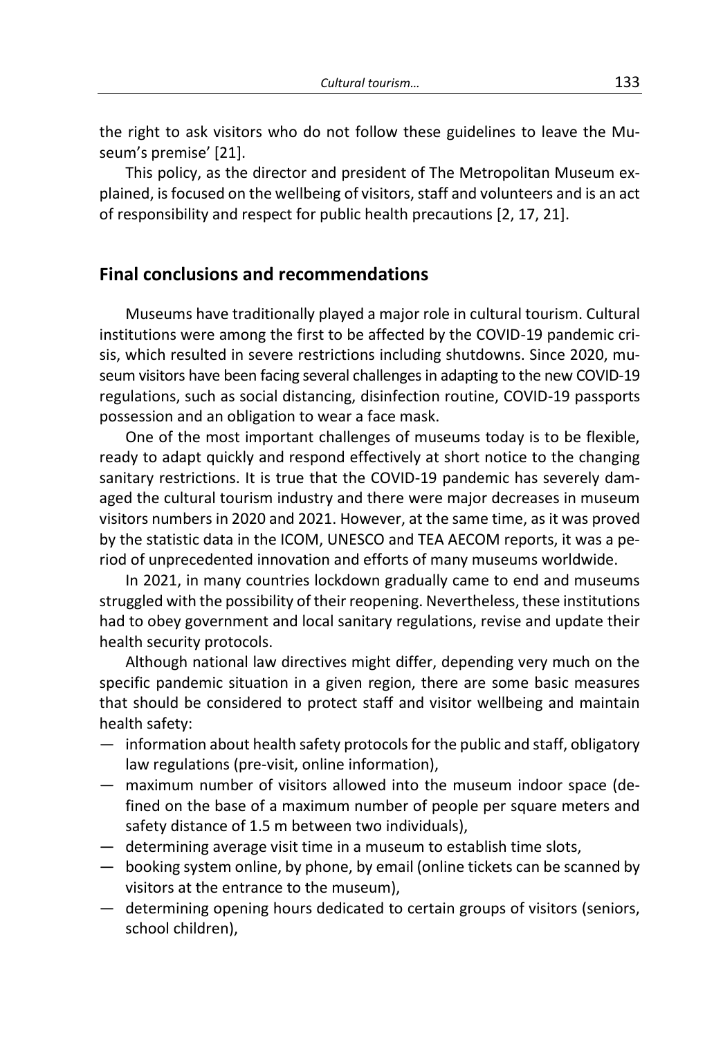the right to ask visitors who do not follow these guidelines to leave the Museum's premise' [21].

This policy, as the director and president of The Metropolitan Museum explained, is focused on the wellbeing of visitors, staff and volunteers and is an act of responsibility and respect for public health precautions [2, 17, 21].

## Final conclusions and recommendations

Museums have traditionally played a major role in cultural tourism. Cultural institutions were among the first to be affected by the COVID-19 pandemic crisis, which resulted in severe restrictions including shutdowns. Since 2020, museum visitors have been facing several challenges in adapting to the new COVID-19 regulations, such as social distancing, disinfection routine, COVID-19 passports possession and an obligation to wear a face mask.

One of the most important challenges of museums today is to be flexible, ready to adapt quickly and respond effectively at short notice to the changing sanitary restrictions. It is true that the COVID-19 pandemic has severely damaged the cultural tourism industry and there were major decreases in museum visitors numbers in 2020 and 2021. However, at the same time, as it was proved by the statistic data in the ICOM, UNESCO and TEA AECOM reports, it was a period of unprecedented innovation and efforts of many museums worldwide.

In 2021, in many countries lockdown gradually came to end and museums struggled with the possibility of their reopening. Nevertheless, these institutions had to obey government and local sanitary regulations, revise and update their health security protocols.

Although national law directives might differ, depending very much on the specific pandemic situation in a given region, there are some basic measures that should be considered to protect staff and visitor wellbeing and maintain health safety:

- information about health safety protocols for the public and staff, obligatory law regulations (pre-visit, online information),
- maximum number of visitors allowed into the museum indoor space (defined on the base of a maximum number of people per square meters and safety distance of 1.5 m between two individuals),
- determining average visit time in a museum to establish time slots,
- booking system online, by phone, by email (online tickets can be scanned by visitors at the entrance to the museum),
- determining opening hours dedicated to certain groups of visitors (seniors, school children),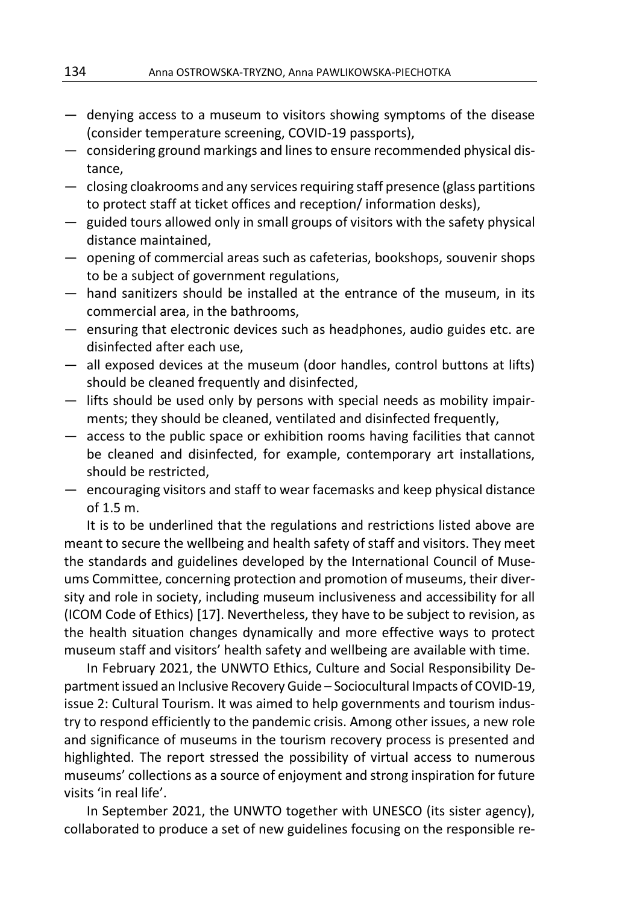- denying access to a museum to visitors showing symptoms of the disease (consider temperature screening, COVID-19 passports),
- considering ground markings and lines to ensure recommended physical distance,
- closing cloakrooms and any services requiring staff presence (glass partitions to protect staff at ticket offices and reception/ information desks),
- guided tours allowed only in small groups of visitors with the safety physical distance maintained,
- opening of commercial areas such as cafeterias, bookshops, souvenir shops to be a subject of government regulations,
- hand sanitizers should be installed at the entrance of the museum, in its commercial area, in the bathrooms,
- ensuring that electronic devices such as headphones, audio guides etc. are disinfected after each use,
- all exposed devices at the museum (door handles, control buttons at lifts) should be cleaned frequently and disinfected,
- lifts should be used only by persons with special needs as mobility impairments; they should be cleaned, ventilated and disinfected frequently,
- access to the public space or exhibition rooms having facilities that cannot be cleaned and disinfected, for example, contemporary art installations, should be restricted,
- encouraging visitors and staff to wear facemasks and keep physical distance of 1.5 m.

It is to be underlined that the regulations and restrictions listed above are meant to secure the wellbeing and health safety of staff and visitors. They meet the standards and guidelines developed by the International Council of Museums Committee, concerning protection and promotion of museums, their diversity and role in society, including museum inclusiveness and accessibility for all (ICOM Code of Ethics) [17]. Nevertheless, they have to be subject to revision, as the health situation changes dynamically and more effective ways to protect museum staff and visitors' health safety and wellbeing are available with time.

In February 2021, the UNWTO Ethics, Culture and Social Responsibility Department issued an Inclusive Recovery Guide – Sociocultural Impacts of COVID-19, issue 2: Cultural Tourism. It was aimed to help governments and tourism industry to respond efficiently to the pandemic crisis. Among other issues, a new role and significance of museums in the tourism recovery process is presented and highlighted. The report stressed the possibility of virtual access to numerous museums' collections as a source of enjoyment and strong inspiration for future visits 'in real life'.

In September 2021, the UNWTO together with UNESCO (its sister agency), collaborated to produce a set of new guidelines focusing on the responsible re-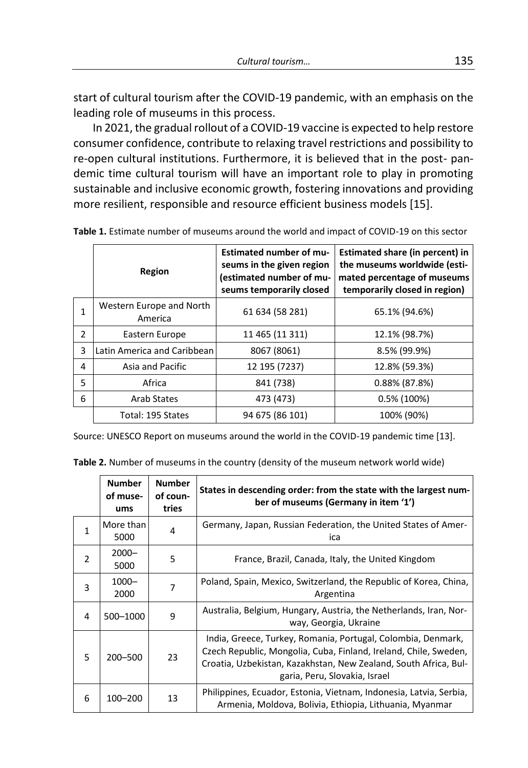start of cultural tourism after the COVID-19 pandemic, with an emphasis on the leading role of museums in this process.

In 2021, the gradual rollout of a COVID-19 vaccine is expected to help restore consumer confidence, contribute to relaxing travel restrictions and possibility to re-open cultural institutions. Furthermore, it is believed that in the post- pandemic time cultural tourism will have an important role to play in promoting sustainable and inclusive economic growth, fostering innovations and providing more resilient, responsible and resource efficient business models [15].

**Table 1.** Estimate number of museums around the world and impact of COVID-19 on this sector

| | Region | Estimated number of museums in the given region (estimated number of museums temporarily closed | Estimated share (in percent) in the museums worldwide (estimated percentage of museums temporarily closed in region) |
|---|---|---|---|
| 1 | Western Europe and North America | 61 634 (58 281) | 65.1% (94.6%) |
| 2 | Eastern Europe | 11 465 (11 311) | 12.1% (98.7%) |
| 3 | Latin America and Caribbean | 8067 (8061) | 8.5% (99.9%) |
| 4 | Asia and Pacific | 12 195 (7237) | 12.8% (59.3%) |
| 5 | Africa | 841 (738) | 0.88% (87.8%) |
| 6 | Arab States | 473 (473) | 0.5% (100%) |
| | Total: 195 States | 94 675 (86 101) | 100% (90%) |

Source: UNESCO Report on museums around the world in the COVID-19 pandemic time [13].

**Table 2.** Number of museums in the country (density of the museum network world wide)

| | Number of museums | Number of countries | States in descending order: from the state with the largest number of museums (Germany in item '1') |
|---|---|---|---|
| 1 | More than 5000 | 4 | Germany, Japan, Russian Federation, the United States of America |
| 2 | 2000–5000 | 5 | France, Brazil, Canada, Italy, the United Kingdom |
| 3 | 1000–2000 | 7 | Poland, Spain, Mexico, Switzerland, the Republic of Korea, China, Argentina |
| 4 | 500–1000 | 9 | Australia, Belgium, Hungary, Austria, the Netherlands, Iran, Norway, Georgia, Ukraine |
| 5 | 200–500 | 23 | India, Greece, Turkey, Romania, Portugal, Colombia, Denmark, Czech Republic, Mongolia, Cuba, Finland, Ireland, Chile, Sweden, Croatia, Uzbekistan, Kazakhstan, New Zealand, South Africa, Bulgaria, Peru, Slovakia, Israel |
| 6 | 100–200 | 13 | Philippines, Ecuador, Estonia, Vietnam, Indonesia, Latvia, Serbia, Armenia, Moldova, Bolivia, Ethiopia, Lithuania, Myanmar |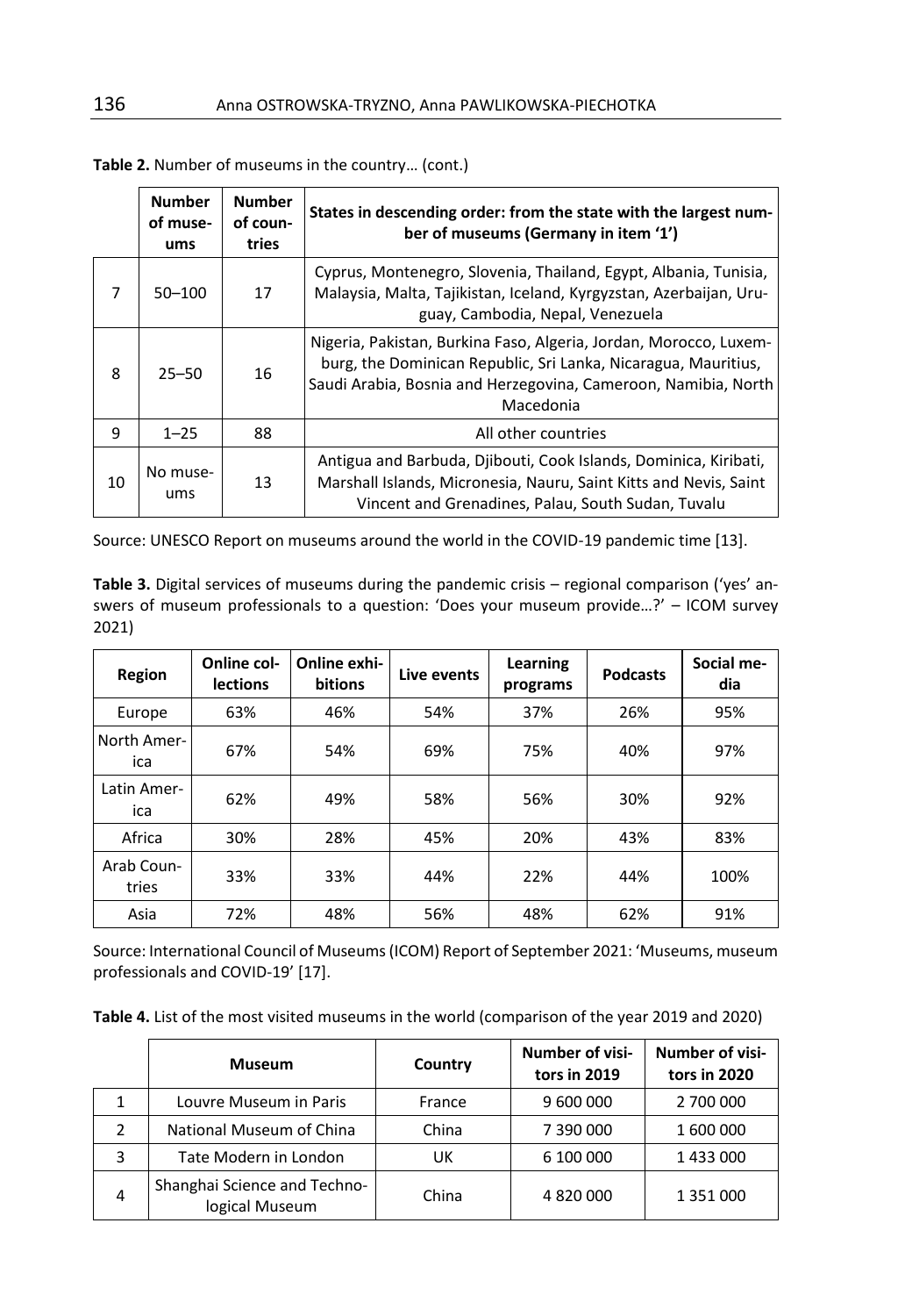**Table 2.** Number of museums in the country… (cont.)

| | Number of museums | Number of countries | States in descending order: from the state with the largest number of museums (Germany in item '1') |
|---|---|---|---|
| 7 | 50–100 | 17 | Cyprus, Montenegro, Slovenia, Thailand, Egypt, Albania, Tunisia, Malaysia, Malta, Tajikistan, Iceland, Kyrgyzstan, Azerbaijan, Uruguay, Cambodia, Nepal, Venezuela |
| 8 | 25–50 | 16 | Nigeria, Pakistan, Burkina Faso, Algeria, Jordan, Morocco, Luxemburg, the Dominican Republic, Sri Lanka, Nicaragua, Mauritius, Saudi Arabia, Bosnia and Herzegovina, Cameroon, Namibia, North Macedonia |
| 9 | 1–25 | 88 | All other countries |
| 10 | No museums | 13 | Antigua and Barbuda, Djibouti, Cook Islands, Dominica, Kiribati, Marshall Islands, Micronesia, Nauru, Saint Kitts and Nevis, Saint Vincent and Grenadines, Palau, South Sudan, Tuvalu |

Source: UNESCO Report on museums around the world in the COVID-19 pandemic time [13].

**Table 3.** Digital services of museums during the pandemic crisis – regional comparison ('yes' answers of museum professionals to a question: 'Does your museum provide…?' – ICOM survey 2021)

| Region | Online collections | Online exhibitions | Live events | Learning programs | Podcasts | Social media |
|---|---|---|---|---|---|---|
| Europe | 63% | 46% | 54% | 37% | 26% | 95% |
| North America | 67% | 54% | 69% | 75% | 40% | 97% |
| Latin America | 62% | 49% | 58% | 56% | 30% | 92% |
| Africa | 30% | 28% | 45% | 20% | 43% | 83% |
| Arab Countries | 33% | 33% | 44% | 22% | 44% | 100% |
| Asia | 72% | 48% | 56% | 48% | 62% | 91% |

Source: International Council of Museums (ICOM) Report of September 2021: 'Museums, museum professionals and COVID-19' [17].

**Table 4.** List of the most visited museums in the world (comparison of the year 2019 and 2020)

| | Museum | Country | Number of visitors in 2019 | Number of visitors in 2020 |
|---|---|---|---|---|
| 1 | Louvre Museum in Paris | France | 9 600 000 | 2 700 000 |
| 2 | National Museum of China | China | 7 390 000 | 1 600 000 |
| 3 | Tate Modern in London | UK | 6 100 000 | 1 433 000 |
| 4 | Shanghai Science and Technological Museum | China | 4 820 000 | 1 351 000 |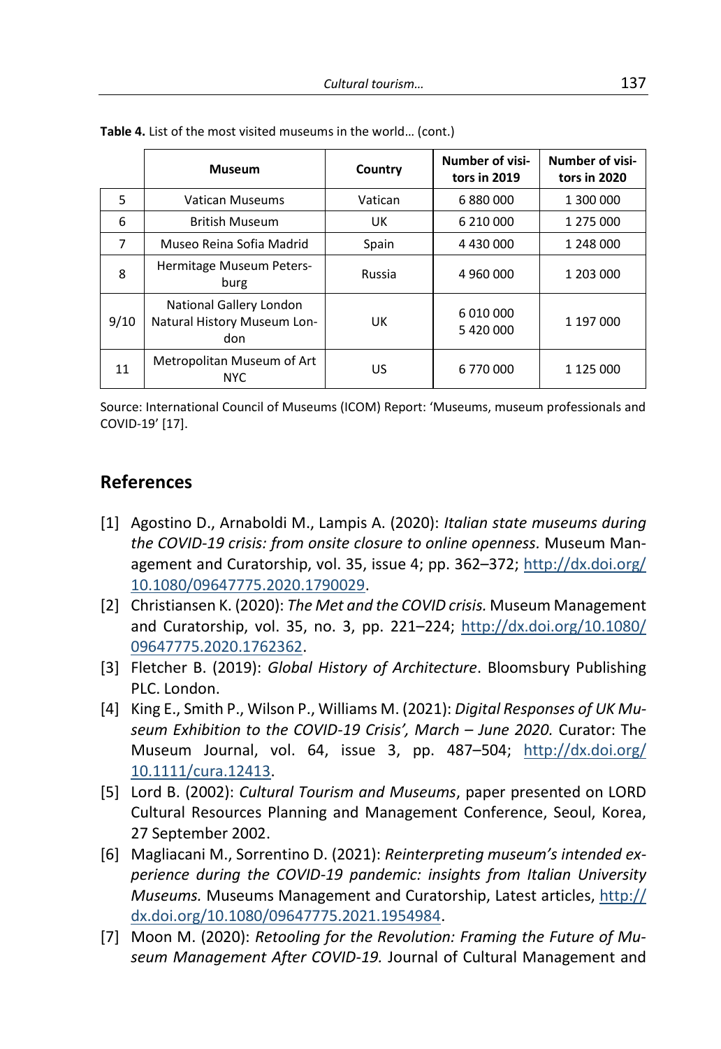**Table 4.** List of the most visited museums in the world… (cont.)

| | Museum | Country | Number of visitors in 2019 | Number of visitors in 2020 |
|---|---|---|---|---|
| 5 | Vatican Museums | Vatican | 6 880 000 | 1 300 000 |
| 6 | British Museum | UK | 6 210 000 | 1 275 000 |
| 7 | Museo Reina Sofia Madrid | Spain | 4 430 000 | 1 248 000 |
| 8 | Hermitage Museum Petersburg | Russia | 4 960 000 | 1 203 000 |
| 9/10 | National Gallery London<br>Natural History Museum London | UK | 6 010 000<br>5 420 000 | 1 197 000 |
| 11 | Metropolitan Museum of Art NYC | US | 6 770 000 | 1 125 000 |

Source: International Council of Museums (ICOM) Report: 'Museums, museum professionals and COVID-19' [17].

## References

[1] Agostino D., Arnaboldi M., Lampis A. (2020): *Italian state museums during the COVID-19 crisis: from onsite closure to online openness.* Museum Management and Curatorship, vol. 35, issue 4; pp. 362–372; http://dx.doi.org/10.1080/09647775.2020.1790029.

[2] Christiansen K. (2020): *The Met and the COVID crisis.* Museum Management and Curatorship, vol. 35, no. 3, pp. 221–224; http://dx.doi.org/10.1080/09647775.2020.1762362.

[3] Fletcher B. (2019): *Global History of Architecture*. Bloomsbury Publishing PLC. London.

[4] King E., Smith P., Wilson P., Williams M. (2021): *Digital Responses of UK Museum Exhibition to the COVID-19 Crisis', March – June 2020.* Curator: The Museum Journal, vol. 64, issue 3, pp. 487–504; http://dx.doi.org/10.1111/cura.12413.

[5] Lord B. (2002): *Cultural Tourism and Museums*, paper presented on LORD Cultural Resources Planning and Management Conference, Seoul, Korea, 27 September 2002.

[6] Magliacani M., Sorrentino D. (2021): *Reinterpreting museum's intended experience during the COVID-19 pandemic: insights from Italian University Museums.* Museums Management and Curatorship, Latest articles, http://dx.doi.org/10.1080/09647775.2021.1954984.

[7] Moon M. (2020): *Retooling for the Revolution: Framing the Future of Museum Management After COVID-19.* Journal of Cultural Management and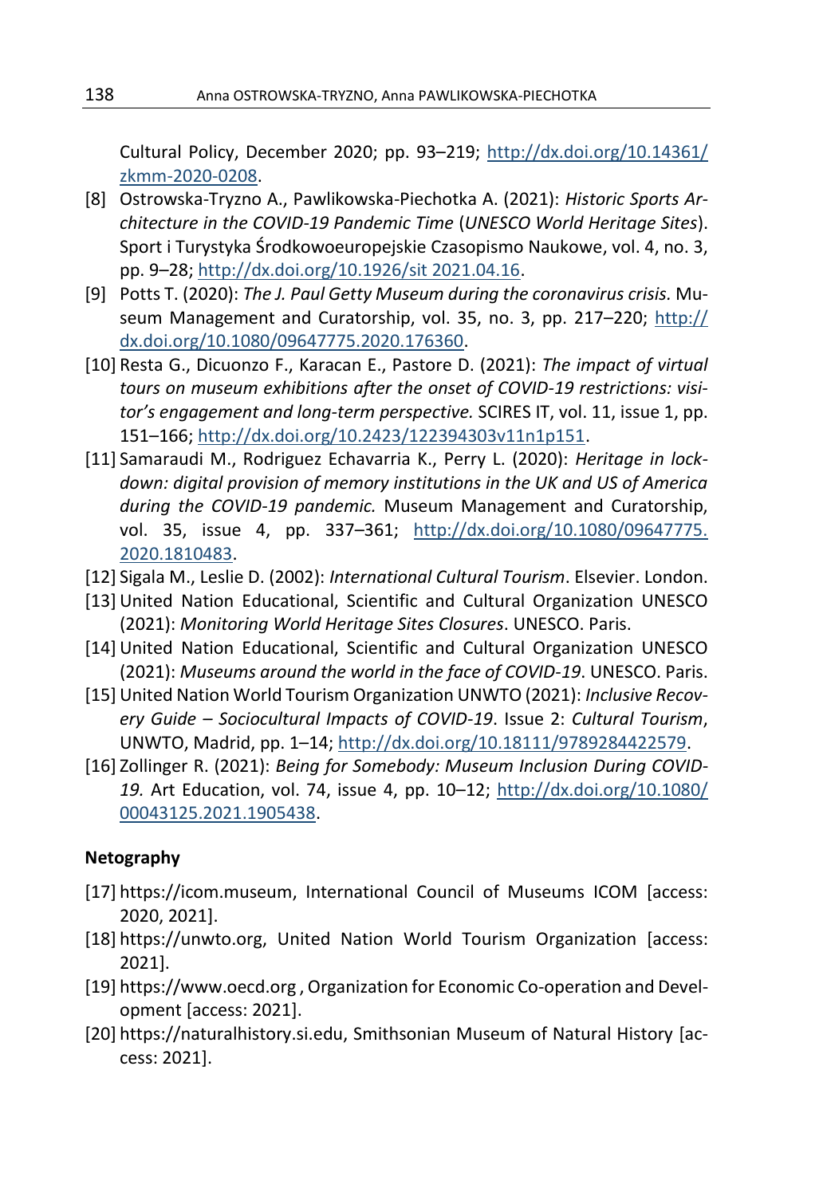Cultural Policy, December 2020; pp. 93–219; http://dx.doi.org/10.14361/zkmm-2020-0208.

[8] Ostrowska-Tryzno A., Pawlikowska-Piechotka A. (2021): *Historic Sports Architecture in the COVID-19 Pandemic Time* (*UNESCO World Heritage Sites*). Sport i Turystyka Środkowoeuropejskie Czasopismo Naukowe, vol. 4, no. 3, pp. 9–28; http://dx.doi.org/10.1926/sit 2021.04.16.

[9] Potts T. (2020): *The J. Paul Getty Museum during the coronavirus crisis.* Museum Management and Curatorship, vol. 35, no. 3, pp. 217–220; http://dx.doi.org/10.1080/09647775.2020.176360.

[10] Resta G., Dicuonzo F., Karacan E., Pastore D. (2021): *The impact of virtual tours on museum exhibitions after the onset of COVID-19 restrictions: visitor's engagement and long-term perspective.* SCIRES IT, vol. 11, issue 1, pp. 151–166; http://dx.doi.org/10.2423/122394303v11n1p151.

[11] Samaraudi M., Rodriguez Echavarria K., Perry L. (2020): *Heritage in lockdown: digital provision of memory institutions in the UK and US of America during the COVID-19 pandemic.* Museum Management and Curatorship, vol. 35, issue 4, pp. 337–361; http://dx.doi.org/10.1080/09647775.2020.1810483.

[12] Sigala M., Leslie D. (2002): *International Cultural Tourism*. Elsevier. London.

[13] United Nation Educational, Scientific and Cultural Organization UNESCO (2021): *Monitoring World Heritage Sites Closures*. UNESCO. Paris.

[14] United Nation Educational, Scientific and Cultural Organization UNESCO (2021): *Museums around the world in the face of COVID-19*. UNESCO. Paris.

[15] United Nation World Tourism Organization UNWTO (2021): *Inclusive Recovery Guide – Sociocultural Impacts of COVID-19*. Issue 2: *Cultural Tourism*, UNWTO, Madrid, pp. 1–14; http://dx.doi.org/10.18111/9789284422579.

[16] Zollinger R. (2021): *Being for Somebody: Museum Inclusion During COVID-19.* Art Education, vol. 74, issue 4, pp. 10–12; http://dx.doi.org/10.1080/00043125.2021.1905438.

### Netography

[17] https://icom.museum, International Council of Museums ICOM [access: 2020, 2021].

[18] https://unwto.org, United Nation World Tourism Organization [access: 2021].

[19] https://www.oecd.org , Organization for Economic Co-operation and Development [access: 2021].

[20] https://naturalhistory.si.edu, Smithsonian Museum of Natural History [access: 2021].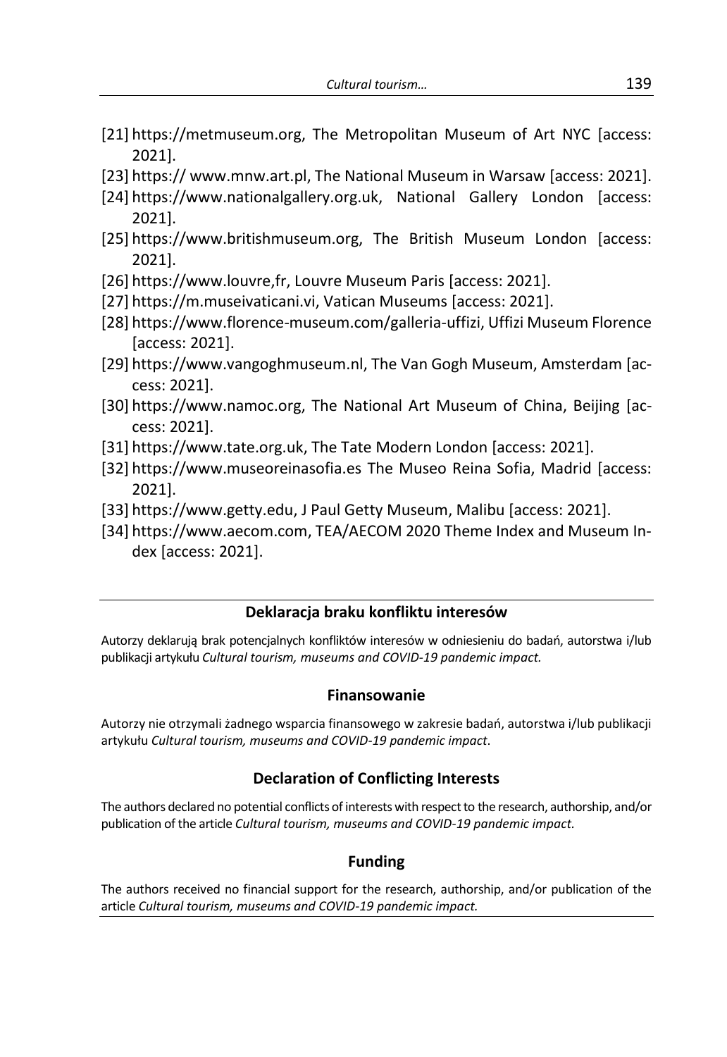[21] https://metmuseum.org, The Metropolitan Museum of Art NYC [access: 2021].

[23] https:// www.mnw.art.pl, The National Museum in Warsaw [access: 2021].

[24] https://www.nationalgallery.org.uk, National Gallery London [access: 2021].

[25] https://www.britishmuseum.org, The British Museum London [access: 2021].

[26] https://www.louvre,fr, Louvre Museum Paris [access: 2021].

[27] https://m.museivaticani.vi, Vatican Museums [access: 2021].

[28] https://www.florence-museum.com/galleria-uffizi, Uffizi Museum Florence [access: 2021].

[29] https://www.vangoghmuseum.nl, The Van Gogh Museum, Amsterdam [access: 2021].

[30] https://www.namoc.org, The National Art Museum of China, Beijing [access: 2021].

[31] https://www.tate.org.uk, The Tate Modern London [access: 2021].

[32] https://www.museoreinasofia.es The Museo Reina Sofia, Madrid [access: 2021].

[33] https://www.getty.edu, J Paul Getty Museum, Malibu [access: 2021].

[34] https://www.aecom.com, TEA/AECOM 2020 Theme Index and Museum Index [access: 2021].

### Deklaracja braku konfliktu interesów

Autorzy deklarują brak potencjalnych konfliktów interesów w odniesieniu do badań, autorstwa i/lub publikacji artykułu *Cultural tourism, museums and COVID-19 pandemic impact.*

### Finansowanie

Autorzy nie otrzymali żadnego wsparcia finansowego w zakresie badań, autorstwa i/lub publikacji artykułu *Cultural tourism, museums and COVID-19 pandemic impact*.

### Declaration of Conflicting Interests

The authors declared no potential conflicts of interests with respect to the research, authorship, and/or publication of the article *Cultural tourism, museums and COVID-19 pandemic impact.*

### Funding

The authors received no financial support for the research, authorship, and/or publication of the article *Cultural tourism, museums and COVID-19 pandemic impact.*